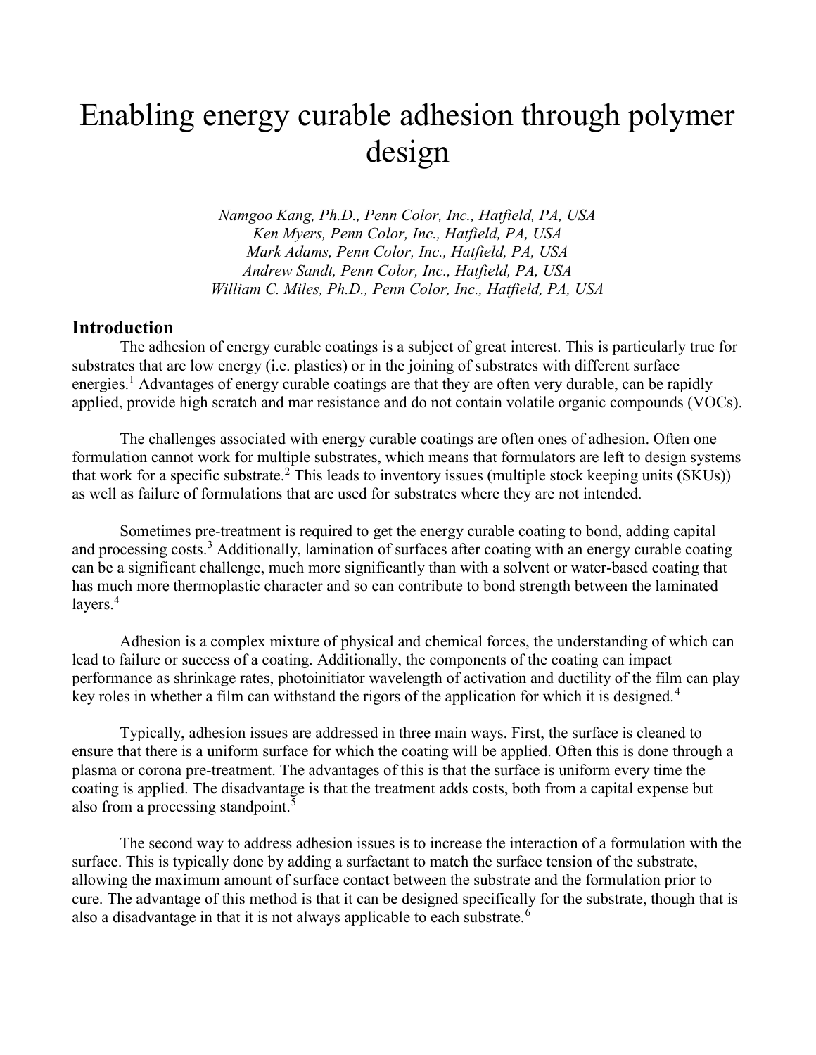# Enabling energy curable adhesion through polymer design

*Namgoo Kang, Ph.D., Penn Color, Inc., Hatfield, PA, USA*
*Ken Myers, Penn Color, Inc., Hatfield, PA, USA*
*Mark Adams, Penn Color, Inc., Hatfield, PA, USA*
*Andrew Sandt, Penn Color, Inc., Hatfield, PA, USA*
*William C. Miles, Ph.D., Penn Color, Inc., Hatfield, PA, USA*

## Introduction

The adhesion of energy curable coatings is a subject of great interest. This is particularly true for substrates that are low energy (i.e. plastics) or in the joining of substrates with different surface energies.[1] Advantages of energy curable coatings are that they are often very durable, can be rapidly applied, provide high scratch and mar resistance and do not contain volatile organic compounds (VOCs).

The challenges associated with energy curable coatings are often ones of adhesion. Often one formulation cannot work for multiple substrates, which means that formulators are left to design systems that work for a specific substrate.[2] This leads to inventory issues (multiple stock keeping units (SKUs)) as well as failure of formulations that are used for substrates where they are not intended.

Sometimes pre-treatment is required to get the energy curable coating to bond, adding capital and processing costs.[3] Additionally, lamination of surfaces after coating with an energy curable coating can be a significant challenge, much more significantly than with a solvent or water-based coating that has much more thermoplastic character and so can contribute to bond strength between the laminated layers.[4]

Adhesion is a complex mixture of physical and chemical forces, the understanding of which can lead to failure or success of a coating. Additionally, the components of the coating can impact performance as shrinkage rates, photoinitiator wavelength of activation and ductility of the film can play key roles in whether a film can withstand the rigors of the application for which it is designed.[4]

Typically, adhesion issues are addressed in three main ways. First, the surface is cleaned to ensure that there is a uniform surface for which the coating will be applied. Often this is done through a plasma or corona pre-treatment. The advantages of this is that the surface is uniform every time the coating is applied. The disadvantage is that the treatment adds costs, both from a capital expense but also from a processing standpoint.[5]

The second way to address adhesion issues is to increase the interaction of a formulation with the surface. This is typically done by adding a surfactant to match the surface tension of the substrate, allowing the maximum amount of surface contact between the substrate and the formulation prior to cure. The advantage of this method is that it can be designed specifically for the substrate, though that is also a disadvantage in that it is not always applicable to each substrate.[6]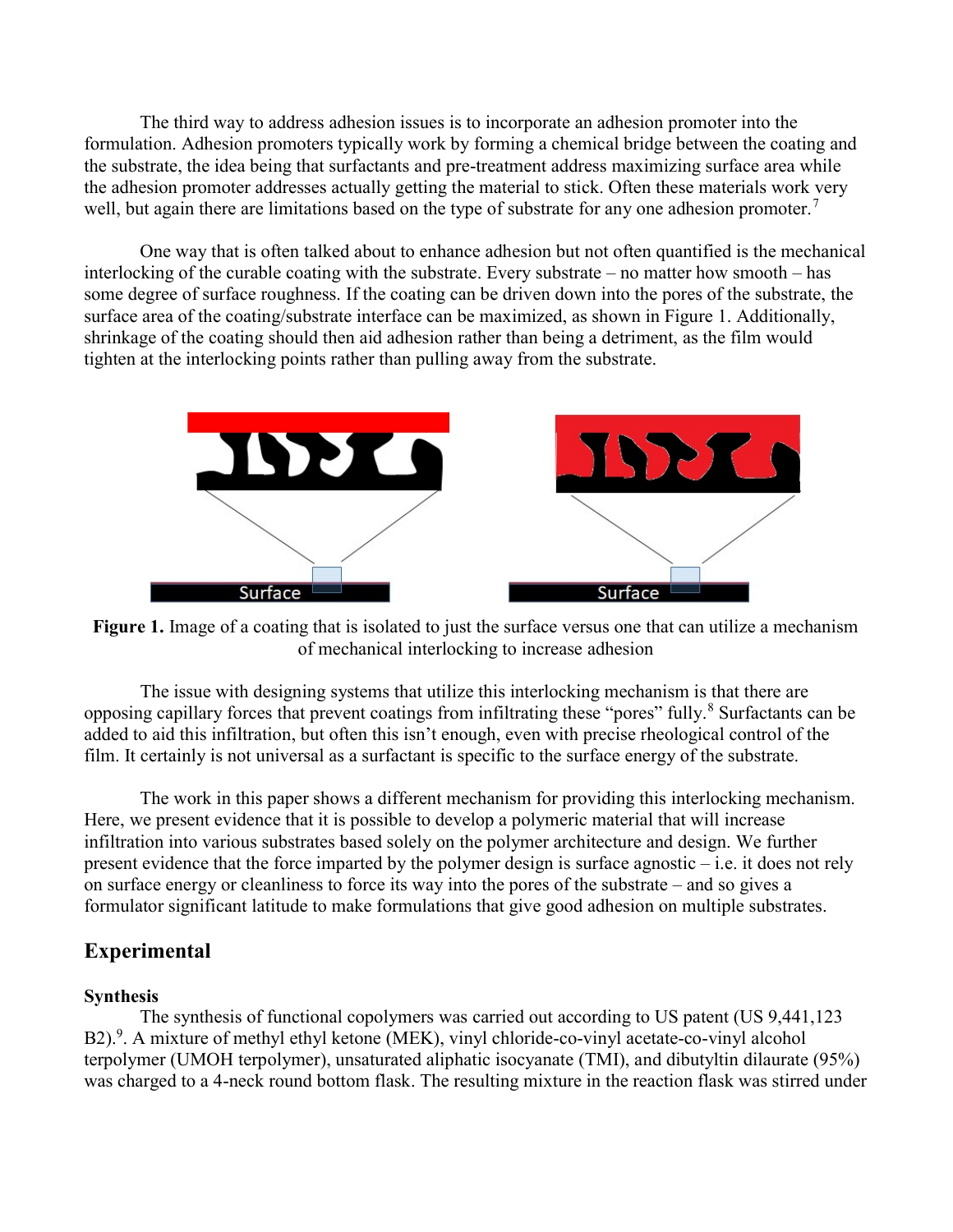The third way to address adhesion issues is to incorporate an adhesion promoter into the formulation. Adhesion promoters typically work by forming a chemical bridge between the coating and the substrate, the idea being that surfactants and pre-treatment address maximizing surface area while the adhesion promoter addresses actually getting the material to stick. Often these materials work very well, but again there are limitations based on the type of substrate for any one adhesion promoter.[7]

One way that is often talked about to enhance adhesion but not often quantified is the mechanical interlocking of the curable coating with the substrate. Every substrate – no matter how smooth – has some degree of surface roughness. If the coating can be driven down into the pores of the substrate, the surface area of the coating/substrate interface can be maximized, as shown in Figure 1. Additionally, shrinkage of the coating should then aid adhesion rather than being a detriment, as the film would tighten at the interlocking points rather than pulling away from the substrate.

**Figure 1.** Image of a coating that is isolated to just the surface versus one that can utilize a mechanism of mechanical interlocking to increase adhesion

The issue with designing systems that utilize this interlocking mechanism is that there are opposing capillary forces that prevent coatings from infiltrating these "pores" fully.[8] Surfactants can be added to aid this infiltration, but often this isn't enough, even with precise rheological control of the film. It certainly is not universal as a surfactant is specific to the surface energy of the substrate.

The work in this paper shows a different mechanism for providing this interlocking mechanism. Here, we present evidence that it is possible to develop a polymeric material that will increase infiltration into various substrates based solely on the polymer architecture and design. We further present evidence that the force imparted by the polymer design is surface agnostic – i.e. it does not rely on surface energy or cleanliness to force its way into the pores of the substrate – and so gives a formulator significant latitude to make formulations that give good adhesion on multiple substrates.

## Experimental

### Synthesis

The synthesis of functional copolymers was carried out according to US patent (US 9,441,123 B2).[9]. A mixture of methyl ethyl ketone (MEK), vinyl chloride-co-vinyl acetate-co-vinyl alcohol terpolymer (UMOH terpolymer), unsaturated aliphatic isocyanate (TMI), and dibutyltin dilaurate (95%) was charged to a 4-neck round bottom flask. The resulting mixture in the reaction flask was stirred under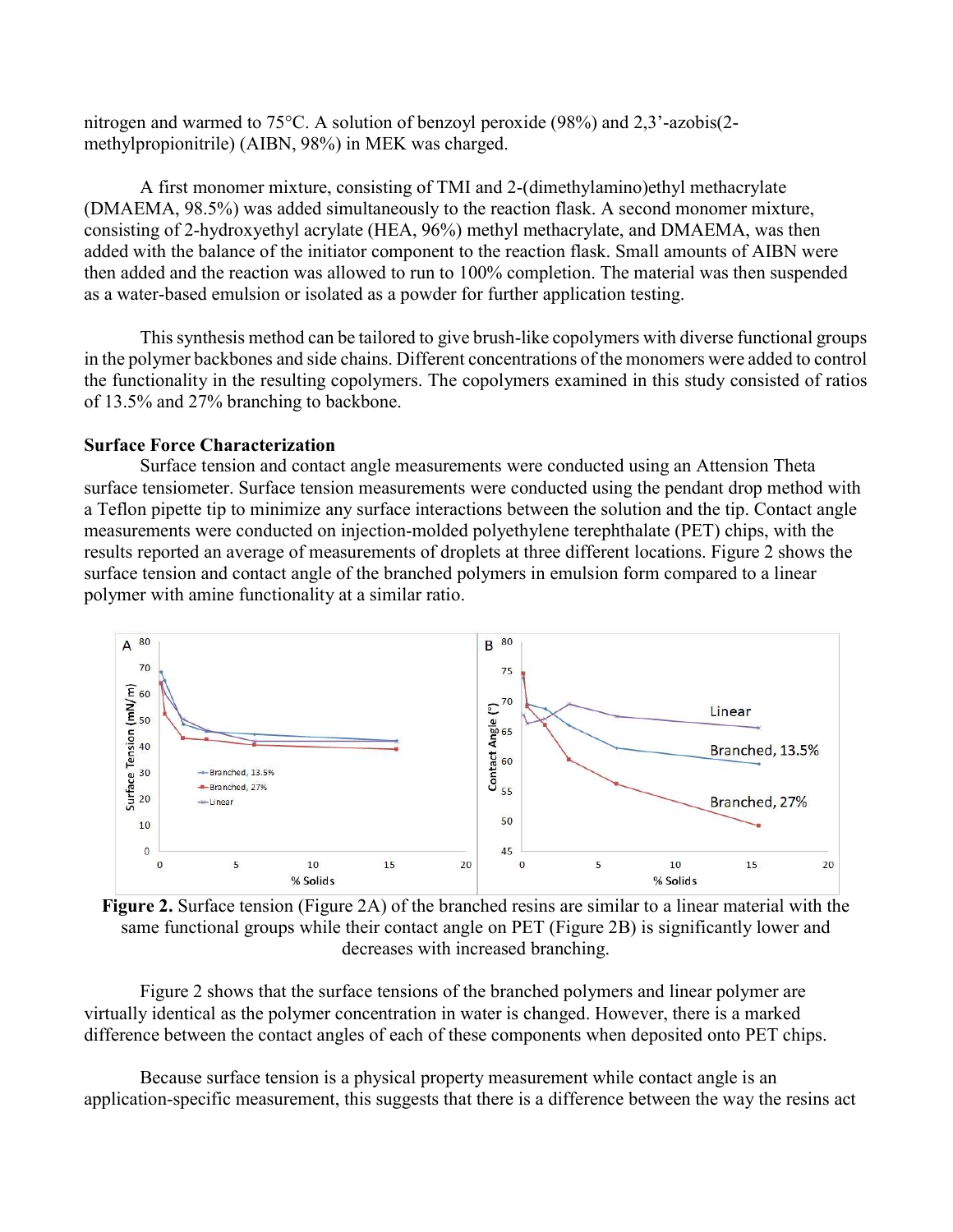nitrogen and warmed to 75°C. A solution of benzoyl peroxide (98%) and 2,3'-azobis(2-methylpropionitrile) (AIBN, 98%) in MEK was charged.

A first monomer mixture, consisting of TMI and 2-(dimethylamino)ethyl methacrylate (DMAEMA, 98.5%) was added simultaneously to the reaction flask. A second monomer mixture, consisting of 2-hydroxyethyl acrylate (HEA, 96%) methyl methacrylate, and DMAEMA, was then added with the balance of the initiator component to the reaction flask. Small amounts of AIBN were then added and the reaction was allowed to run to 100% completion. The material was then suspended as a water-based emulsion or isolated as a powder for further application testing.

This synthesis method can be tailored to give brush-like copolymers with diverse functional groups in the polymer backbones and side chains. Different concentrations of the monomers were added to control the functionality in the resulting copolymers. The copolymers examined in this study consisted of ratios of 13.5% and 27% branching to backbone.

**Surface Force Characterization**

Surface tension and contact angle measurements were conducted using an Attension Theta surface tensiometer. Surface tension measurements were conducted using the pendant drop method with a Teflon pipette tip to minimize any surface interactions between the solution and the tip. Contact angle measurements were conducted on injection-molded polyethylene terephthalate (PET) chips, with the results reported an average of measurements of droplets at three different locations. Figure 2 shows the surface tension and contact angle of the branched polymers in emulsion form compared to a linear polymer with amine functionality at a similar ratio.

**Figure 2.** Surface tension (Figure 2A) of the branched resins are similar to a linear material with the same functional groups while their contact angle on PET (Figure 2B) is significantly lower and decreases with increased branching.

Figure 2 shows that the surface tensions of the branched polymers and linear polymer are virtually identical as the polymer concentration in water is changed. However, there is a marked difference between the contact angles of each of these components when deposited onto PET chips.

Because surface tension is a physical property measurement while contact angle is an application-specific measurement, this suggests that there is a difference between the way the resins act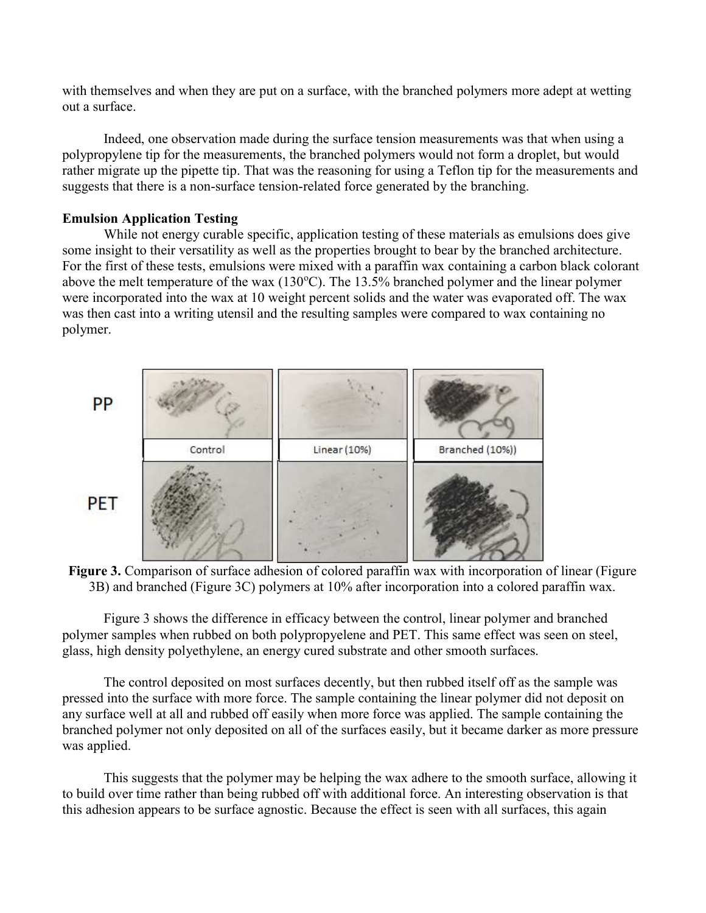with themselves and when they are put on a surface, with the branched polymers more adept at wetting out a surface.

Indeed, one observation made during the surface tension measurements was that when using a polypropylene tip for the measurements, the branched polymers would not form a droplet, but would rather migrate up the pipette tip. That was the reasoning for using a Teflon tip for the measurements and suggests that there is a non-surface tension-related force generated by the branching.

**Emulsion Application Testing**

While not energy curable specific, application testing of these materials as emulsions does give some insight to their versatility as well as the properties brought to bear by the branched architecture. For the first of these tests, emulsions were mixed with a paraffin wax containing a carbon black colorant above the melt temperature of the wax (130$^o$C). The 13.5% branched polymer and the linear polymer were incorporated into the wax at 10 weight percent solids and the water was evaporated off. The wax was then cast into a writing utensil and the resulting samples were compared to wax containing no polymer.

**Figure 3.** Comparison of surface adhesion of colored paraffin wax with incorporation of linear (Figure 3B) and branched (Figure 3C) polymers at 10% after incorporation into a colored paraffin wax.

Figure 3 shows the difference in efficacy between the control, linear polymer and branched polymer samples when rubbed on both polypropyelene and PET. This same effect was seen on steel, glass, high density polyethylene, an energy cured substrate and other smooth surfaces.

The control deposited on most surfaces decently, but then rubbed itself off as the sample was pressed into the surface with more force. The sample containing the linear polymer did not deposit on any surface well at all and rubbed off easily when more force was applied. The sample containing the branched polymer not only deposited on all of the surfaces easily, but it became darker as more pressure was applied.

This suggests that the polymer may be helping the wax adhere to the smooth surface, allowing it to build over time rather than being rubbed off with additional force. An interesting observation is that this adhesion appears to be surface agnostic. Because the effect is seen with all surfaces, this again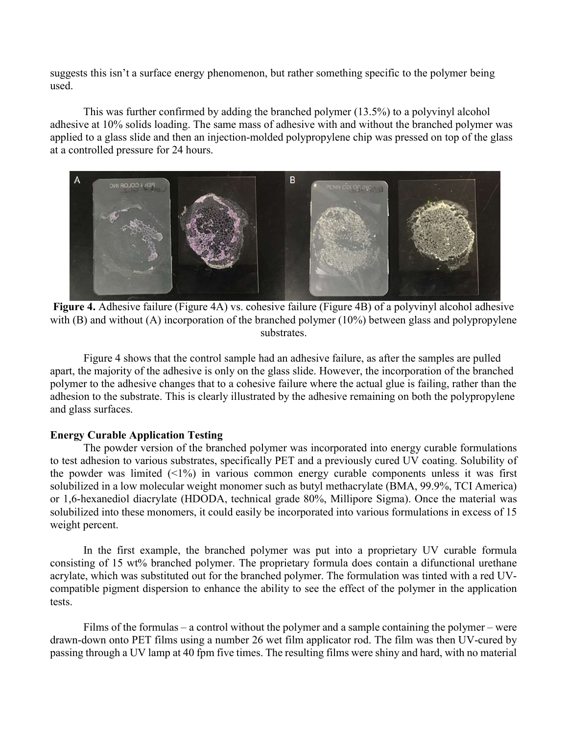suggests this isn't a surface energy phenomenon, but rather something specific to the polymer being used.

This was further confirmed by adding the branched polymer (13.5%) to a polyvinyl alcohol adhesive at 10% solids loading. The same mass of adhesive with and without the branched polymer was applied to a glass slide and then an injection-molded polypropylene chip was pressed on top of the glass at a controlled pressure for 24 hours.

**Figure 4.** Adhesive failure (Figure 4A) vs. cohesive failure (Figure 4B) of a polyvinyl alcohol adhesive with (B) and without (A) incorporation of the branched polymer (10%) between glass and polypropylene substrates.

Figure 4 shows that the control sample had an adhesive failure, as after the samples are pulled apart, the majority of the adhesive is only on the glass slide. However, the incorporation of the branched polymer to the adhesive changes that to a cohesive failure where the actual glue is failing, rather than the adhesion to the substrate. This is clearly illustrated by the adhesive remaining on both the polypropylene and glass surfaces.

**Energy Curable Application Testing**

The powder version of the branched polymer was incorporated into energy curable formulations to test adhesion to various substrates, specifically PET and a previously cured UV coating. Solubility of the powder was limited (<1%) in various common energy curable components unless it was first solubilized in a low molecular weight monomer such as butyl methacrylate (BMA, 99.9%, TCI America) or 1,6-hexanediol diacrylate (HDODA, technical grade 80%, Millipore Sigma). Once the material was solubilized into these monomers, it could easily be incorporated into various formulations in excess of 15 weight percent.

In the first example, the branched polymer was put into a proprietary UV curable formula consisting of 15 wt% branched polymer. The proprietary formula does contain a difunctional urethane acrylate, which was substituted out for the branched polymer. The formulation was tinted with a red UV-compatible pigment dispersion to enhance the ability to see the effect of the polymer in the application tests.

Films of the formulas – a control without the polymer and a sample containing the polymer – were drawn-down onto PET films using a number 26 wet film applicator rod. The film was then UV-cured by passing through a UV lamp at 40 fpm five times. The resulting films were shiny and hard, with no material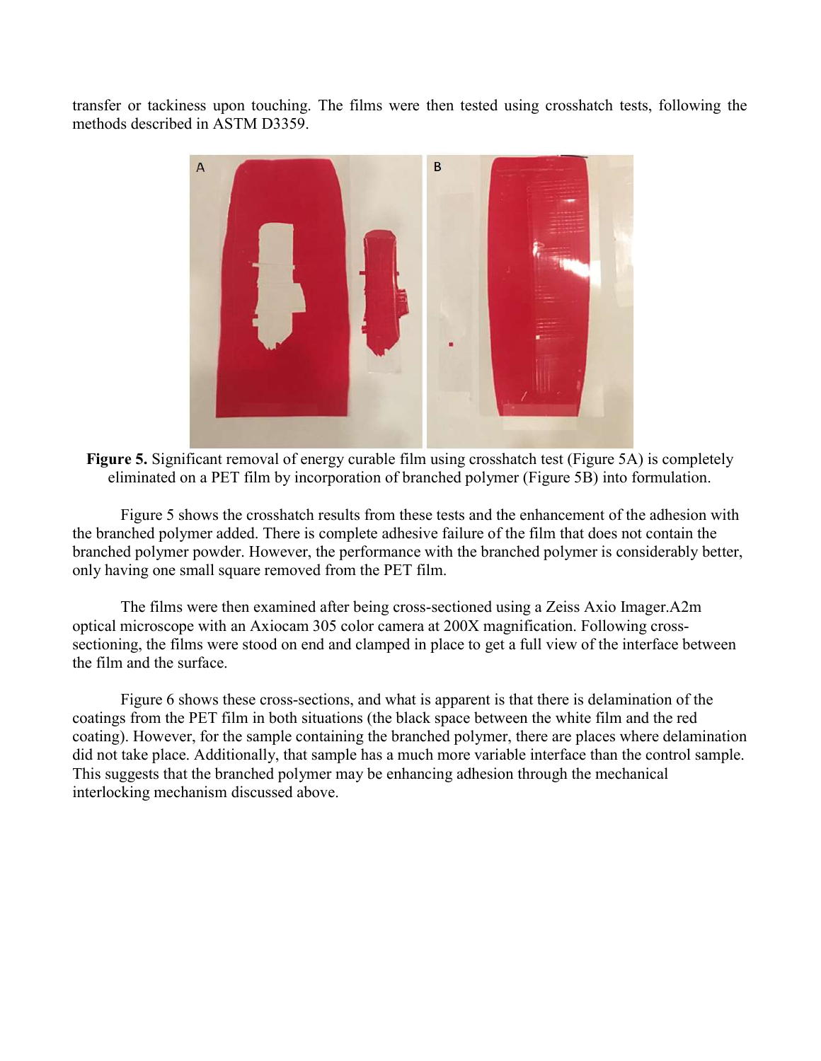transfer or tackiness upon touching. The films were then tested using crosshatch tests, following the methods described in ASTM D3359.

**Figure 5.** Significant removal of energy curable film using crosshatch test (Figure 5A) is completely eliminated on a PET film by incorporation of branched polymer (Figure 5B) into formulation.

Figure 5 shows the crosshatch results from these tests and the enhancement of the adhesion with the branched polymer added. There is complete adhesive failure of the film that does not contain the branched polymer powder. However, the performance with the branched polymer is considerably better, only having one small square removed from the PET film.

The films were then examined after being cross-sectioned using a Zeiss Axio Imager.A2m optical microscope with an Axiocam 305 color camera at 200X magnification. Following cross-sectioning, the films were stood on end and clamped in place to get a full view of the interface between the film and the surface.

Figure 6 shows these cross-sections, and what is apparent is that there is delamination of the coatings from the PET film in both situations (the black space between the white film and the red coating). However, for the sample containing the branched polymer, there are places where delamination did not take place. Additionally, that sample has a much more variable interface than the control sample. This suggests that the branched polymer may be enhancing adhesion through the mechanical interlocking mechanism discussed above.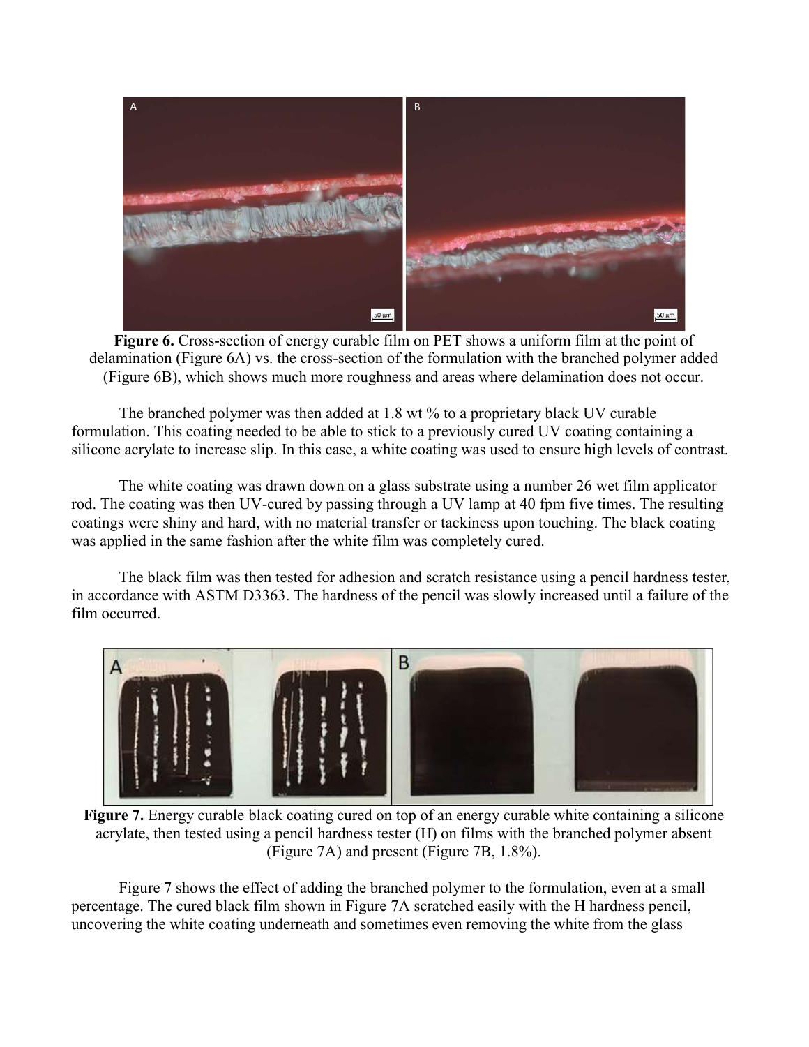**Figure 6.** Cross-section of energy curable film on PET shows a uniform film at the point of delamination (Figure 6A) vs. the cross-section of the formulation with the branched polymer added (Figure 6B), which shows much more roughness and areas where delamination does not occur.

The branched polymer was then added at 1.8 wt % to a proprietary black UV curable formulation. This coating needed to be able to stick to a previously cured UV coating containing a silicone acrylate to increase slip. In this case, a white coating was used to ensure high levels of contrast.

The white coating was drawn down on a glass substrate using a number 26 wet film applicator rod. The coating was then UV-cured by passing through a UV lamp at 40 fpm five times. The resulting coatings were shiny and hard, with no material transfer or tackiness upon touching. The black coating was applied in the same fashion after the white film was completely cured.

The black film was then tested for adhesion and scratch resistance using a pencil hardness tester, in accordance with ASTM D3363. The hardness of the pencil was slowly increased until a failure of the film occurred.

**Figure 7.** Energy curable black coating cured on top of an energy curable white containing a silicone acrylate, then tested using a pencil hardness tester (H) on films with the branched polymer absent (Figure 7A) and present (Figure 7B, 1.8%).

Figure 7 shows the effect of adding the branched polymer to the formulation, even at a small percentage. The cured black film shown in Figure 7A scratched easily with the H hardness pencil, uncovering the white coating underneath and sometimes even removing the white from the glass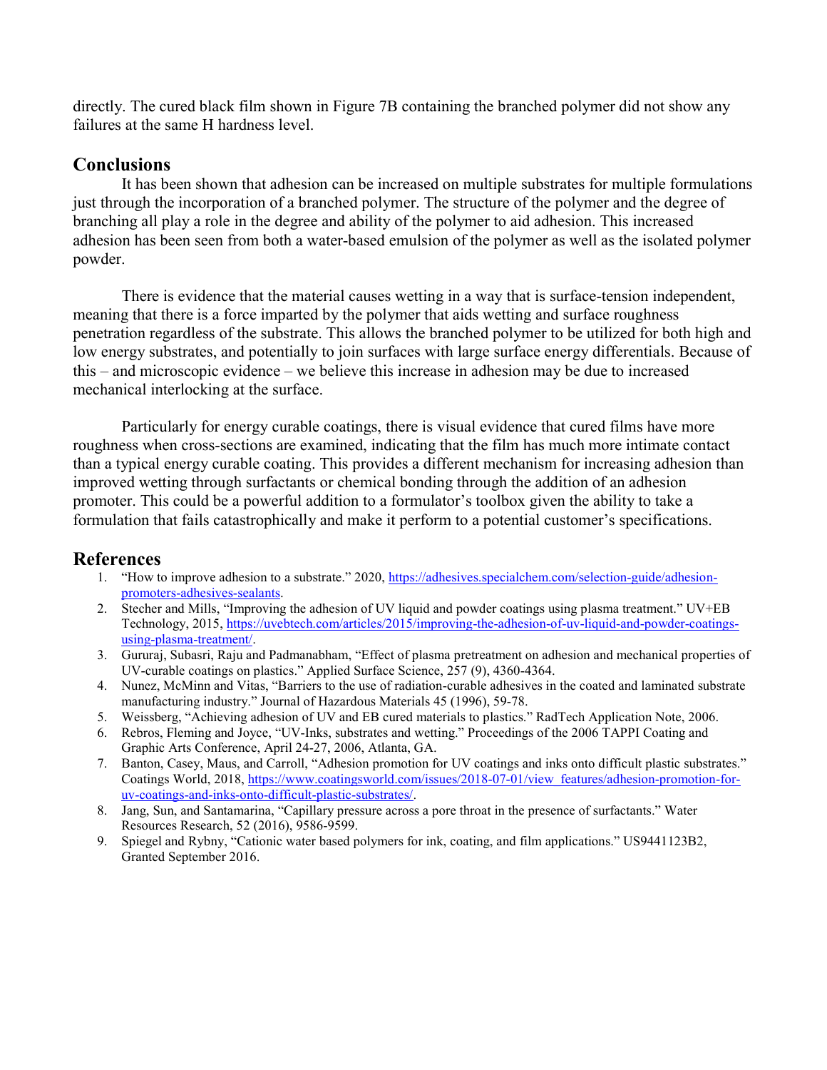directly. The cured black film shown in Figure 7B containing the branched polymer did not show any failures at the same H hardness level.

## Conclusions

It has been shown that adhesion can be increased on multiple substrates for multiple formulations just through the incorporation of a branched polymer. The structure of the polymer and the degree of branching all play a role in the degree and ability of the polymer to aid adhesion. This increased adhesion has been seen from both a water-based emulsion of the polymer as well as the isolated polymer powder.

There is evidence that the material causes wetting in a way that is surface-tension independent, meaning that there is a force imparted by the polymer that aids wetting and surface roughness penetration regardless of the substrate. This allows the branched polymer to be utilized for both high and low energy substrates, and potentially to join surfaces with large surface energy differentials. Because of this – and microscopic evidence – we believe this increase in adhesion may be due to increased mechanical interlocking at the surface.

Particularly for energy curable coatings, there is visual evidence that cured films have more roughness when cross-sections are examined, indicating that the film has much more intimate contact than a typical energy curable coating. This provides a different mechanism for increasing adhesion than improved wetting through surfactants or chemical bonding through the addition of an adhesion promoter. This could be a powerful addition to a formulator's toolbox given the ability to take a formulation that fails catastrophically and make it perform to a potential customer's specifications.

## References

1. "How to improve adhesion to a substrate." 2020, https://adhesives.specialchem.com/selection-guide/adhesion-promoters-adhesives-sealants.
2. Stecher and Mills, "Improving the adhesion of UV liquid and powder coatings using plasma treatment." UV+EB Technology, 2015, https://uvebtech.com/articles/2015/improving-the-adhesion-of-uv-liquid-and-powder-coatings-using-plasma-treatment/.
3. Gururaj, Subasri, Raju and Padmanabham, "Effect of plasma pretreatment on adhesion and mechanical properties of UV-curable coatings on plastics." Applied Surface Science, 257 (9), 4360-4364.
4. Nunez, McMinn and Vitas, "Barriers to the use of radiation-curable adhesives in the coated and laminated substrate manufacturing industry." Journal of Hazardous Materials 45 (1996), 59-78.
5. Weissberg, "Achieving adhesion of UV and EB cured materials to plastics." RadTech Application Note, 2006.
6. Rebros, Fleming and Joyce, "UV-Inks, substrates and wetting." Proceedings of the 2006 TAPPI Coating and Graphic Arts Conference, April 24-27, 2006, Atlanta, GA.
7. Banton, Casey, Maus, and Carroll, "Adhesion promotion for UV coatings and inks onto difficult plastic substrates." Coatings World, 2018, https://www.coatingsworld.com/issues/2018-07-01/view_features/adhesion-promotion-for-uv-coatings-and-inks-onto-difficult-plastic-substrates/.
8. Jang, Sun, and Santamarina, "Capillary pressure across a pore throat in the presence of surfactants." Water Resources Research, 52 (2016), 9586-9599.
9. Spiegel and Rybny, "Cationic water based polymers for ink, coating, and film applications." US9441123B2, Granted September 2016.